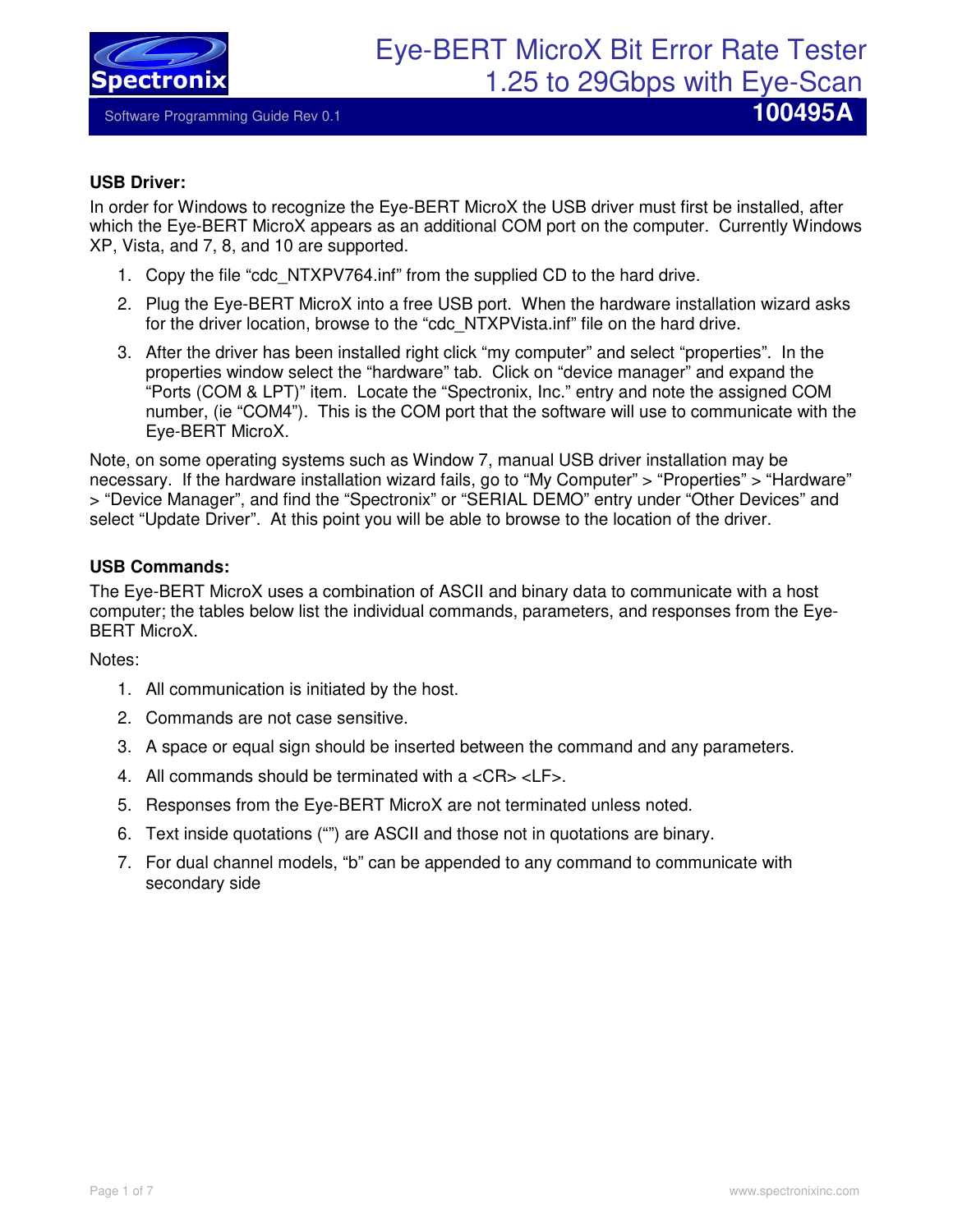# Eye-BERT MicroX Bit Error Rate Tester
## 1.25 to 29Gbps with Eye-Scan

Software Programming Guide Rev 0.1 **100495A**

**USB Driver:**

In order for Windows to recognize the Eye-BERT MicroX the USB driver must first be installed, after which the Eye-BERT MicroX appears as an additional COM port on the computer. Currently Windows XP, Vista, and 7, 8, and 10 are supported.

1. Copy the file "cdc_NTXPV764.inf" from the supplied CD to the hard drive.
2. Plug the Eye-BERT MicroX into a free USB port. When the hardware installation wizard asks for the driver location, browse to the "cdc_NTXPVista.inf" file on the hard drive.
3. After the driver has been installed right click "my computer" and select "properties". In the properties window select the "hardware" tab. Click on "device manager" and expand the "Ports (COM & LPT)" item. Locate the "Spectronix, Inc." entry and note the assigned COM number, (ie "COM4"). This is the COM port that the software will use to communicate with the Eye-BERT MicroX.

Note, on some operating systems such as Window 7, manual USB driver installation may be necessary. If the hardware installation wizard fails, go to "My Computer" > "Properties" > "Hardware" > "Device Manager", and find the "Spectronix" or "SERIAL DEMO" entry under "Other Devices" and select "Update Driver". At this point you will be able to browse to the location of the driver.

**USB Commands:**

The Eye-BERT MicroX uses a combination of ASCII and binary data to communicate with a host computer; the tables below list the individual commands, parameters, and responses from the Eye-BERT MicroX.

Notes:

1. All communication is initiated by the host.
2. Commands are not case sensitive.
3. A space or equal sign should be inserted between the command and any parameters.
4. All commands should be terminated with a <CR> <LF>.
5. Responses from the Eye-BERT MicroX are not terminated unless noted.
6. Text inside quotations ("") are ASCII and those not in quotations are binary.
7. For dual channel models, "b" can be appended to any command to communicate with secondary side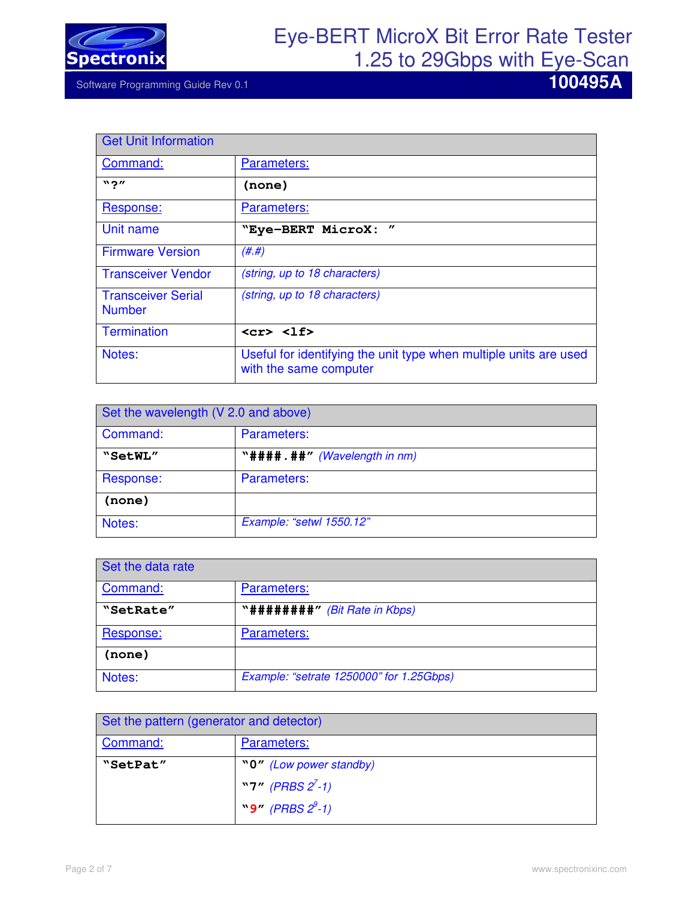| Get Unit Information | |
|---|---|
| Command: | Parameters: |
| **"?"** | **(none)** |
| Response: | Parameters: |
| Unit name | **"Eye-BERT MicroX: "** |
| Firmware Version | *(#.#)* |
| Transceiver Vendor | *(string, up to 18 characters)* |
| Transceiver Serial Number | *(string, up to 18 characters)* |
| Termination | **<cr> <lf>** |
| Notes: | Useful for identifying the unit type when multiple units are used with the same computer |

| Set the wavelength (V 2.0 and above) | |
|---|---|
| Command: | Parameters: |
| **"SetWL"** | **"####.##"** *(Wavelength in nm)* |
| Response: | Parameters: |
| **(none)** | |
| Notes: | *Example: "setwl 1550.12"* |

| Set the data rate | |
|---|---|
| Command: | Parameters: |
| **"SetRate"** | **"########"** *(Bit Rate in Kbps)* |
| Response: | Parameters: |
| **(none)** | |
| Notes: | *Example: "setrate 1250000" for 1.25Gbps)* |

| Set the pattern (generator and detector) | |
|---|---|
| Command: | Parameters: |
| **"SetPat"** | **"0"** *(Low power standby)*<br>**"7"** *(PRBS $2^7$-1)*<br>**"9"** *(PRBS $2^9$-1)* |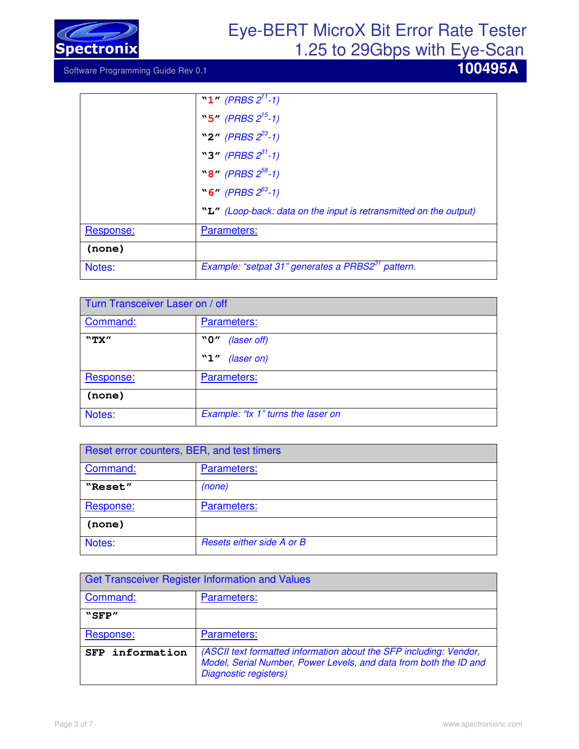| | |
|---|---|
| | "1" *(PRBS $2^{11}$-1)*<br>"5" *(PRBS $2^{15}$-1)*<br>"2" *(PRBS $2^{23}$-1)*<br>"3" *(PRBS $2^{31}$-1)*<br>"8" *(PRBS $2^{58}$-1)*<br>"6" *(PRBS $2^{63}$-1)*<br>"L" *(Loop-back: data on the input is retransmitted on the output)* |
| Response: | Parameters: |
| **(none)** | |
| Notes: | *Example: "setpat 31" generates a PRBS$2^{31}$ pattern.* |

| Turn Transceiver Laser on / off | |
|---|---|
| Command: | Parameters: |
| **"TX"** | "0" *(laser off)*<br>"1" *(laser on)* |
| Response: | Parameters: |
| **(none)** | |
| Notes: | *Example: "tx 1" turns the laser on* |

| Reset error counters, BER, and test timers | |
|---|---|
| Command: | Parameters: |
| **"Reset"** | *(none)* |
| Response: | Parameters: |
| **(none)** | |
| Notes: | *Resets either side A or B* |

| Get Transceiver Register Information and Values | |
|---|---|
| Command: | Parameters: |
| **"SFP"** | |
| Response: | Parameters: |
| **SFP information** | *(ASCII text formatted information about the SFP including: Vendor, Model, Serial Number, Power Levels, and data from both the ID and Diagnostic registers)* |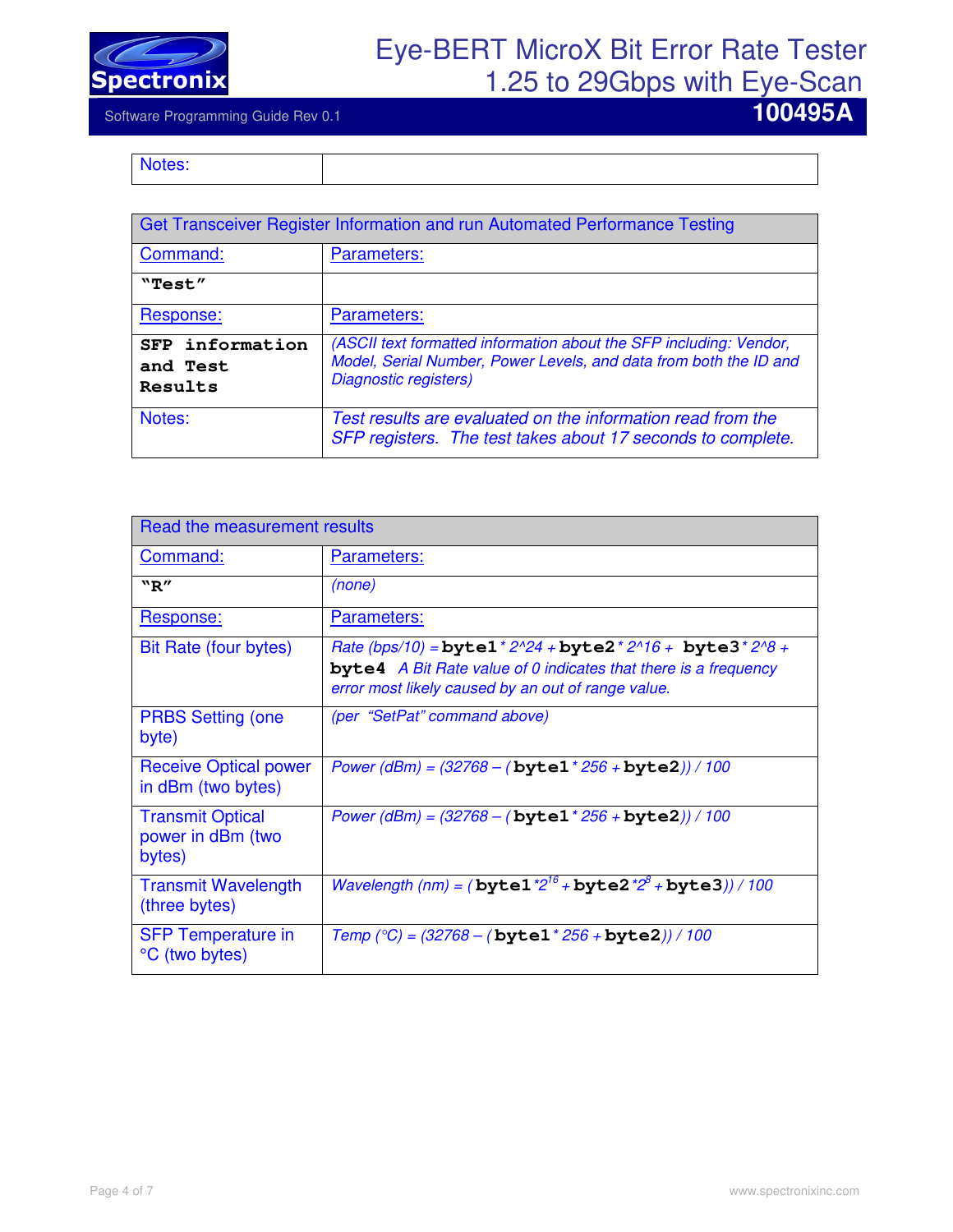| Notes: | |
|---|---|

| Get Transceiver Register Information and run Automated Performance Testing | |
|---|---|
| Command: | Parameters: |
| **"Test"** | |
| Response: | Parameters: |
| **SFP information and Test Results** | *(ASCII text formatted information about the SFP including: Vendor, Model, Serial Number, Power Levels, and data from both the ID and Diagnostic registers)* |
| Notes: | *Test results are evaluated on the information read from the SFP registers. The test takes about 17 seconds to complete.* |

| Read the measurement results | |
|---|---|
| Command: | Parameters: |
| **"R"** | *(none)* |
| Response: | Parameters: |
| Bit Rate (four bytes) | *Rate (bps/10) =* **byte1** *\* 2^24 +* **byte2** *\* 2^16 +* **byte3** *\* 2^8 +* **byte4** *A Bit Rate value of 0 indicates that there is a frequency error most likely caused by an out of range value.* |
| PRBS Setting (one byte) | *(per "SetPat" command above)* |
| Receive Optical power in dBm (two bytes) | *Power (dBm) = (32768 – (***byte1** *\* 256 +* **byte2***)) / 100* |
| Transmit Optical power in dBm (two bytes) | *Power (dBm) = (32768 – (***byte1** *\* 256 +* **byte2***)) / 100* |
| Transmit Wavelength (three bytes) | *Wavelength (nm) = (***byte1** $*2^{16}$ *+* **byte2** $*2^{8}$ *+* **byte3***)) / 100* |
| SFP Temperature in °C (two bytes) | *Temp (°C) = (32768 – (***byte1** *\* 256 +* **byte2***)) / 100* |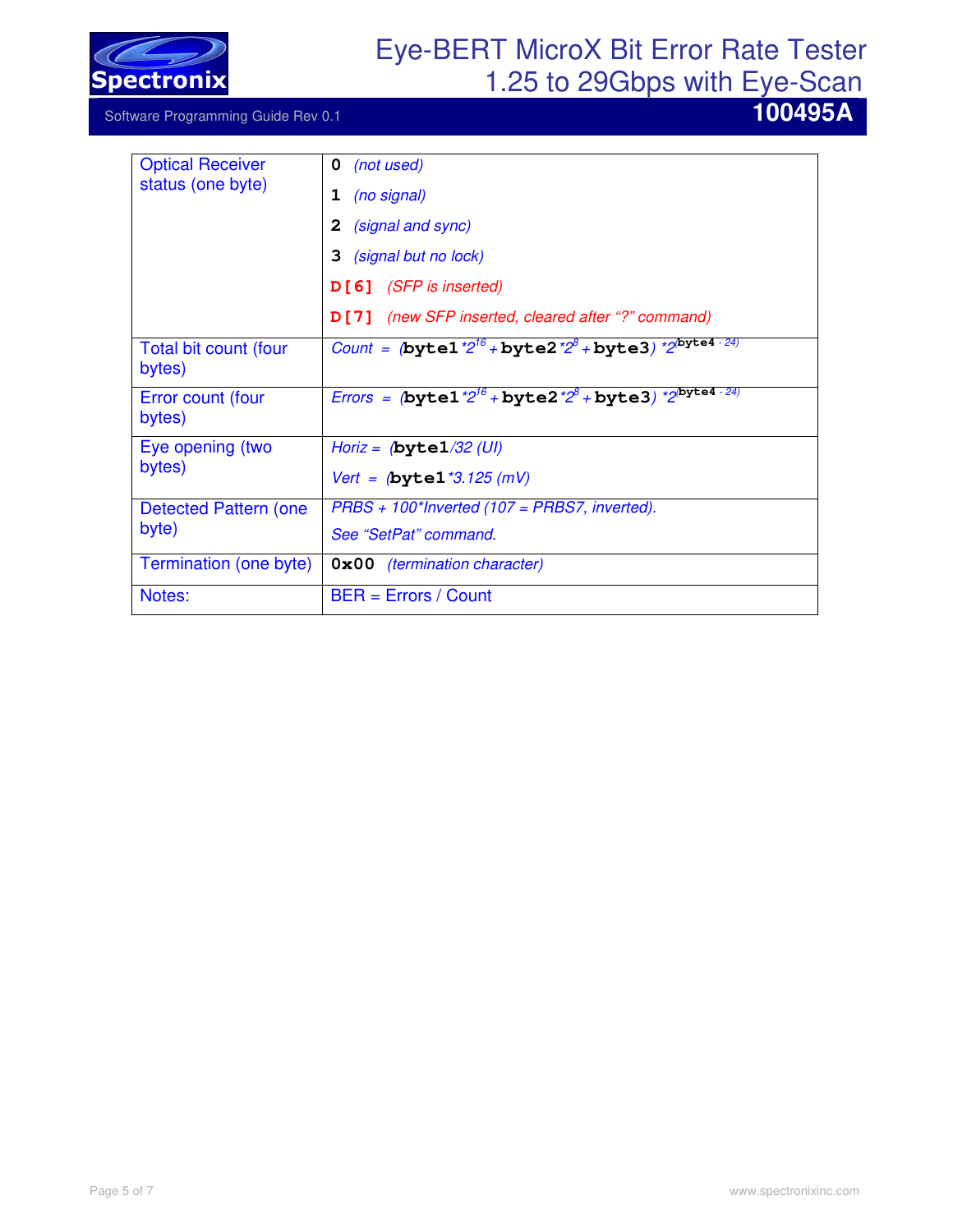| | |
|---|---|
| Optical Receiver status (one byte) | **0** *(not used)*<br>**1** *(no signal)*<br>**2** *(signal and sync)*<br>**3** *(signal but no lock)*<br>**D[6]** *(SFP is inserted)*<br>**D[7]** *(new SFP inserted, cleared after "?" command)* |
| Total bit count (four bytes) | $Count = (\mathbf{byte1} \cdot 2^{16} + \mathbf{byte2} \cdot 2^{8} + \mathbf{byte3}) \cdot 2^{(\mathbf{byte4} - 24)}$ |
| Error count (four bytes) | $Errors = (\mathbf{byte1} \cdot 2^{16} + \mathbf{byte2} \cdot 2^{8} + \mathbf{byte3}) \cdot 2^{(\mathbf{byte4} - 24)}$ |
| Eye opening (two bytes) | *Horiz =* (**byte1**/32 *(UI)*<br>*Vert =* (**byte1** *3.125 *(mV)* |
| Detected Pattern (one byte) | *PRBS + 100*Inverted (107 = PRBS7, inverted).*<br>*See "SetPat" command.* |
| Termination (one byte) | **0x00** *(termination character)* |
| Notes: | BER = Errors / Count |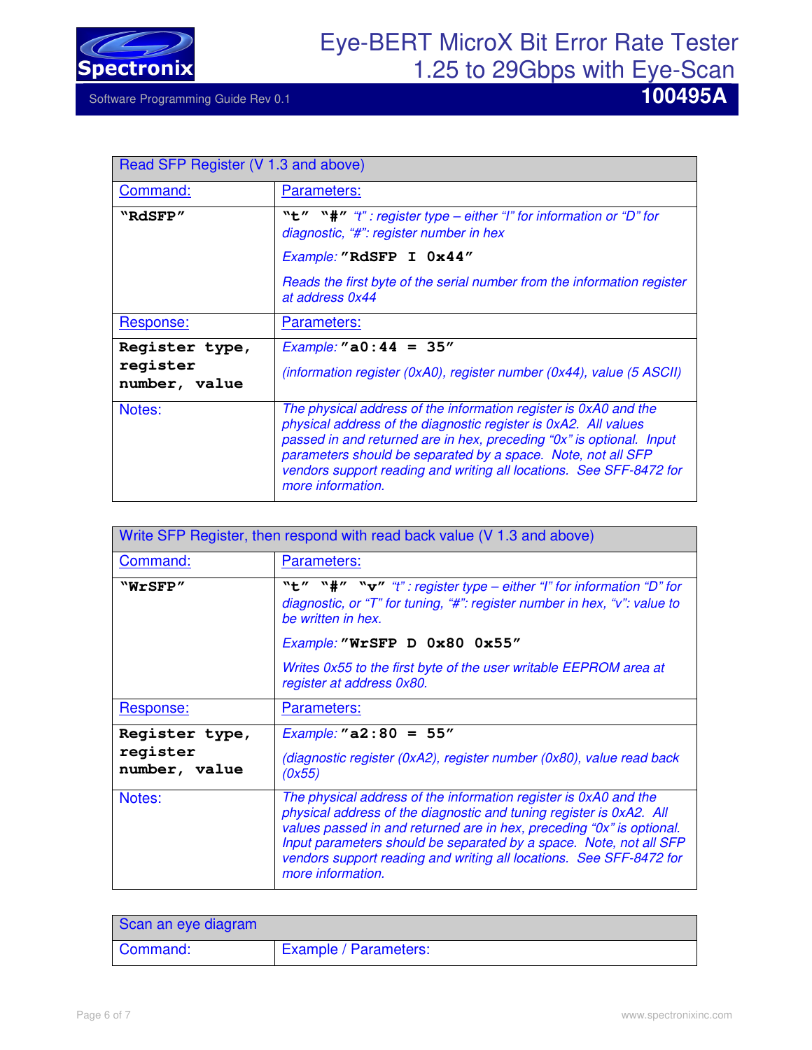| Read SFP Register (V 1.3 and above) | |
|---|---|
| Command: | Parameters: |
| **"RdSFP"** | **"t" "#"** *"t" : register type – either "I" for information or "D" for diagnostic, "#": register number in hex*<br>*Example:* **"RdSFP I 0x44"**<br>*Reads the first byte of the serial number from the information register at address 0x44* |
| Response: | Parameters: |
| **Register type, register number, value** | *Example:* **"a0:44 = 35"**<br>*(information register (0xA0), register number (0x44), value (5 ASCII)* |
| Notes: | *The physical address of the information register is 0xA0 and the physical address of the diagnostic register is 0xA2. All values passed in and returned are in hex, preceding "0x" is optional. Input parameters should be separated by a space. Note, not all SFP vendors support reading and writing all locations. See SFF-8472 for more information.* |

| Write SFP Register, then respond with read back value (V 1.3 and above) | |
|---|---|
| Command: | Parameters: |
| **"WrSFP"** | **"t" "#" "v"** *"t" : register type – either "I" for information "D" for diagnostic, or "T" for tuning, "#": register number in hex, "v": value to be written in hex.*<br>*Example:* **"WrSFP D 0x80 0x55"**<br>*Writes 0x55 to the first byte of the user writable EEPROM area at register at address 0x80.* |
| Response: | Parameters: |
| **Register type, register number, value** | *Example:* **"a2:80 = 55"**<br>*(diagnostic register (0xA2), register number (0x80), value read back (0x55)* |
| Notes: | *The physical address of the information register is 0xA0 and the physical address of the diagnostic and tuning register is 0xA2. All values passed in and returned are in hex, preceding "0x" is optional. Input parameters should be separated by a space. Note, not all SFP vendors support reading and writing all locations. See SFF-8472 for more information.* |

| Scan an eye diagram | |
|---|---|
| Command: | Example / Parameters: |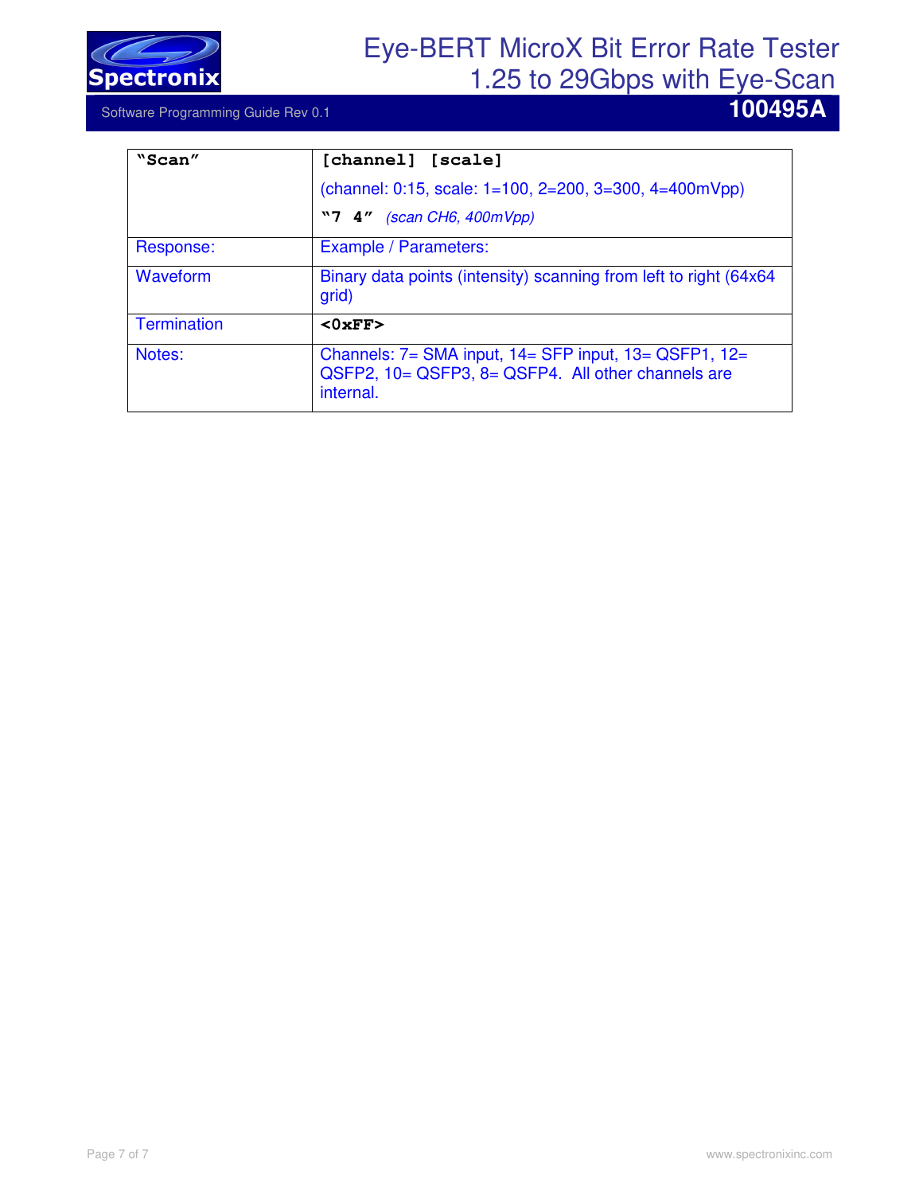| | |
|---|---|
| **"Scan"** | **[channel] [scale]**<br>(channel: 0:15, scale: 1=100, 2=200, 3=300, 4=400mVpp)<br>**"7 4"** *(scan CH6, 400mVpp)* |
| Response: | Example / Parameters: |
| Waveform | Binary data points (intensity) scanning from left to right (64x64 grid) |
| Termination | **<0xFF>** |
| Notes: | Channels: 7= SMA input, 14= SFP input, 13= QSFP1, 12= QSFP2, 10= QSFP3, 8= QSFP4. All other channels are internal. |